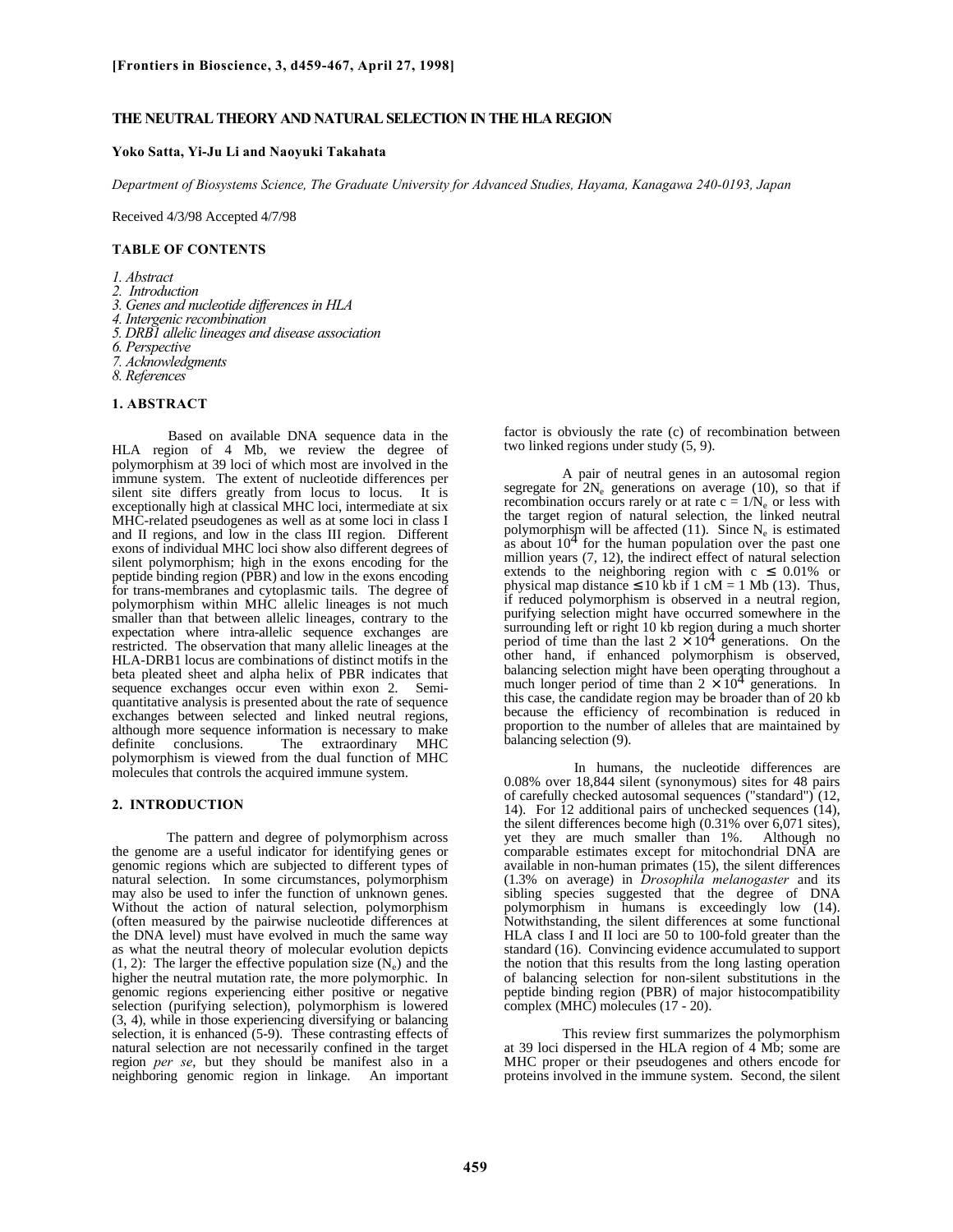**[Frontiers in Bioscience, 3, d459-467, April 27, 1998]**

# THE NEUTRAL THEORY AND NATURAL SELECTION IN THE HLA REGION

**Yoko Satta, Yi-Ju Li and Naoyuki Takahata**

*Department of Biosystems Science, The Graduate University for Advanced Studies, Hayama, Kanagawa 240-0193, Japan*

Received 4/3/98 Accepted 4/7/98

### TABLE OF CONTENTS

*1. Abstract*
*2. Introduction*
*3. Genes and nucleotide differences in HLA*
*4. Intergenic recombination*
*5. DRB1 allelic lineages and disease association*
*6. Perspective*
*7. Acknowledgments*
*8. References*

## 1. ABSTRACT

Based on available DNA sequence data in the HLA region of 4 Mb, we review the degree of polymorphism at 39 loci of which most are involved in the immune system. The extent of nucleotide differences per silent site differs greatly from locus to locus. It is exceptionally high at classical MHC loci, intermediate at six MHC-related pseudogenes as well as at some loci in class I and II regions, and low in the class III region. Different exons of individual MHC loci show also different degrees of silent polymorphism; high in the exons encoding for the peptide binding region (PBR) and low in the exons encoding for trans-membranes and cytoplasmic tails. The degree of polymorphism within MHC allelic lineages is not much smaller than that between allelic lineages, contrary to the expectation where intra-allelic sequence exchanges are restricted. The observation that many allelic lineages at the HLA-DRB1 locus are combinations of distinct motifs in the beta pleated sheet and alpha helix of PBR indicates that sequence exchanges occur even within exon 2. Semi-quantitative analysis is presented about the rate of sequence exchanges between selected and linked neutral regions, although more sequence information is necessary to make definite conclusions. The extraordinary MHC polymorphism is viewed from the dual function of MHC molecules that controls the acquired immune system.

## 2. INTRODUCTION

The pattern and degree of polymorphism across the genome are a useful indicator for identifying genes or genomic regions which are subjected to different types of natural selection. In some circumstances, polymorphism may also be used to infer the function of unknown genes. Without the action of natural selection, polymorphism (often measured by the pairwise nucleotide differences at the DNA level) must have evolved in much the same way as what the neutral theory of molecular evolution depicts (1, 2): The larger the effective population size ($N_e$) and the higher the neutral mutation rate, the more polymorphic. In genomic regions experiencing either positive or negative selection (purifying selection), polymorphism is lowered (3, 4), while in those experiencing diversifying or balancing selection, it is enhanced (5-9). These contrasting effects of natural selection are not necessarily confined in the target region *per se*, but they should be manifest also in a neighboring genomic region in linkage. An important factor is obviously the rate (c) of recombination between two linked regions under study (5, 9).

A pair of neutral genes in an autosomal region segregate for $2N_e$ generations on average (10), so that if recombination occurs rarely or at rate $c = 1/N_e$ or less with the target region of natural selection, the linked neutral polymorphism will be affected (11). Since $N_e$ is estimated as about $10^4$ for the human population over the past one million years (7, 12), the indirect effect of natural selection extends to the neighboring region with $c \leq 0.01\%$ or physical map distance $\leq 10$ kb if 1 cM = 1 Mb (13). Thus, if reduced polymorphism is observed in a neutral region, purifying selection might have occurred somewhere in the surrounding left or right 10 kb region during a much shorter period of time than the last $2 \times 10^4$ generations. On the other hand, if enhanced polymorphism is observed, balancing selection might have been operating throughout a much longer period of time than $2 \times 10^4$ generations. In this case, the candidate region may be broader than of 20 kb because the efficiency of recombination is reduced in proportion to the number of alleles that are maintained by balancing selection (9).

In humans, the nucleotide differences are 0.08% over 18,844 silent (synonymous) sites for 48 pairs of carefully checked autosomal sequences ("standard") (12, 14). For 12 additional pairs of unchecked sequences (14), the silent differences become high (0.31% over 6,071 sites), yet they are much smaller than 1%. Although no comparable estimates except for mitochondrial DNA are available in non-human primates (15), the silent differences (1.3% on average) in *Drosophila melanogaster* and its sibling species suggested that the degree of DNA polymorphism in humans is exceedingly low (14). Notwithstanding, the silent differences at some functional HLA class I and II loci are 50 to 100-fold greater than the standard (16). Convincing evidence accumulated to support the notion that this results from the long lasting operation of balancing selection for non-silent substitutions in the peptide binding region (PBR) of major histocompatibility complex (MHC) molecules (17 - 20).

This review first summarizes the polymorphism at 39 loci dispersed in the HLA region of 4 Mb; some are MHC proper or their pseudogenes and others encode for proteins involved in the immune system. Second, the silent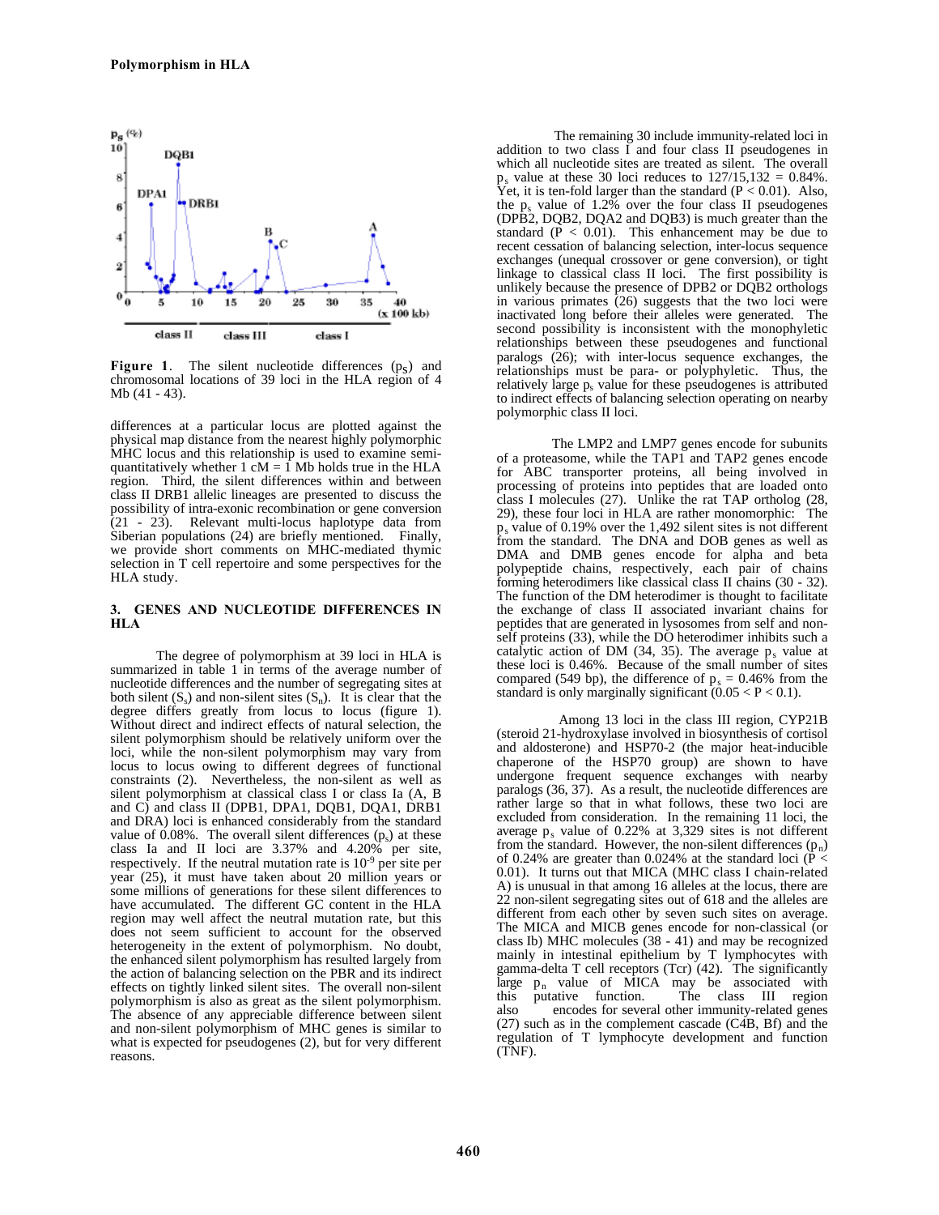Figure 1. The silent nucleotide differences ($p_S$) and chromosomal locations of 39 loci in the HLA region of 4 Mb (41 - 43).

differences at a particular locus are plotted against the physical map distance from the nearest highly polymorphic MHC locus and this relationship is used to examine semi-quantitatively whether 1 cM = 1 Mb holds true in the HLA region. Third, the silent differences within and between class II DRB1 allelic lineages are presented to discuss the possibility of intra-exonic recombination or gene conversion (21 - 23). Relevant multi-locus haplotype data from Siberian populations (24) are briefly mentioned. Finally, we provide short comments on MHC-mediated thymic selection in T cell repertoire and some perspectives for the HLA study.

## 3. GENES AND NUCLEOTIDE DIFFERENCES IN HLA

The degree of polymorphism at 39 loci in HLA is summarized in table 1 in terms of the average number of nucleotide differences and the number of segregating sites at both silent ($S_s$) and non-silent sites ($S_n$). It is clear that the degree differs greatly from locus to locus (figure 1). Without direct and indirect effects of natural selection, the silent polymorphism should be relatively uniform over the loci, while the non-silent polymorphism may vary from locus to locus owing to different degrees of functional constraints (2). Nevertheless, the non-silent as well as silent polymorphism at classical class I or class Ia (A, B and C) and class II (DPB1, DPA1, DQB1, DQA1, DRB1 and DRA) loci is enhanced considerably from the standard value of 0.08%. The overall silent differences ($p_s$) at these class Ia and II loci are 3.37% and 4.20% per site, respectively. If the neutral mutation rate is $10^{-9}$ per site per year (25), it must have taken about 20 million years or some millions of generations for these silent differences to have accumulated. The different GC content in the HLA region may well affect the neutral mutation rate, but this does not seem sufficient to account for the observed heterogeneity in the extent of polymorphism. No doubt, the enhanced silent polymorphism has resulted largely from the action of balancing selection on the PBR and its indirect effects on tightly linked silent sites. The overall non-silent polymorphism is also as great as the silent polymorphism. The absence of any appreciable difference between silent and non-silent polymorphism of MHC genes is similar to what is expected for pseudogenes (2), but for very different reasons.

The remaining 30 include immunity-related loci in addition to two class I and four class II pseudogenes in which all nucleotide sites are treated as silent. The overall $p_s$ value at these 30 loci reduces to 127/15,132 = 0.84%. Yet, it is ten-fold larger than the standard ($P < 0.01$). Also, the $p_s$ value of 1.2% over the four class II pseudogenes (DPB2, DQB2, DQA2 and DQB3) is much greater than the standard ($P < 0.01$). This enhancement may be due to recent cessation of balancing selection, inter-locus sequence exchanges (unequal crossover or gene conversion), or tight linkage to classical class II loci. The first possibility is unlikely because the presence of DPB2 or DQB2 orthologs in various primates (26) suggests that the two loci were inactivated long before their alleles were generated. The second possibility is inconsistent with the monophyletic relationships between these pseudogenes and functional paralogs (26); with inter-locus sequence exchanges, the relationships must be para- or polyphyletic. Thus, the relatively large $p_s$ value for these pseudogenes is attributed to indirect effects of balancing selection operating on nearby polymorphic class II loci.

The LMP2 and LMP7 genes encode for subunits of a proteasome, while the TAP1 and TAP2 genes encode for ABC transporter proteins, all being involved in processing of proteins into peptides that are loaded onto class I molecules (27). Unlike the rat TAP ortholog (28, 29), these four loci in HLA are rather monomorphic: The $p_s$ value of 0.19% over the 1,492 silent sites is not different from the standard. The DNA and DOB genes as well as DMA and DMB genes encode for alpha and beta polypeptide chains, respectively, each pair of chains forming heterodimers like classical class II chains (30 - 32). The function of the DM heterodimer is thought to facilitate the exchange of class II associated invariant chains for peptides that are generated in lysosomes from self and non-self proteins (33), while the DO heterodimer inhibits such a catalytic action of DM (34, 35). The average $p_s$ value at these loci is 0.46%. Because of the small number of sites compared (549 bp), the difference of $p_s$ = 0.46% from the standard is only marginally significant ($0.05 < P < 0.1$).

Among 13 loci in the class III region, CYP21B (steroid 21-hydroxylase involved in biosynthesis of cortisol and aldosterone) and HSP70-2 (the major heat-inducible chaperone of the HSP70 group) are shown to have undergone frequent sequence exchanges with nearby paralogs (36, 37). As a result, the nucleotide differences are rather large so that in what follows, these two loci are excluded from consideration. In the remaining 11 loci, the average $p_s$ value of 0.22% at 3,329 sites is not different from the standard. However, the non-silent differences ($p_n$) of 0.24% are greater than 0.024% at the standard loci ($P < 0.01$). It turns out that MICA (MHC class I chain-related A) is unusual in that among 16 alleles at the locus, there are 22 non-silent segregating sites out of 618 and the alleles are different from each other by seven such sites on average. The MICA and MICB genes encode for non-classical (or class Ib) MHC molecules (38 - 41) and may be recognized mainly in intestinal epithelium by T lymphocytes with gamma-delta T cell receptors (Tcr) (42). The significantly large $p_n$ value of MICA may be associated with this putative function. The class III region also encodes for several other immunity-related genes (27) such as in the complement cascade (C4B, Bf) and the regulation of T lymphocyte development and function (TNF).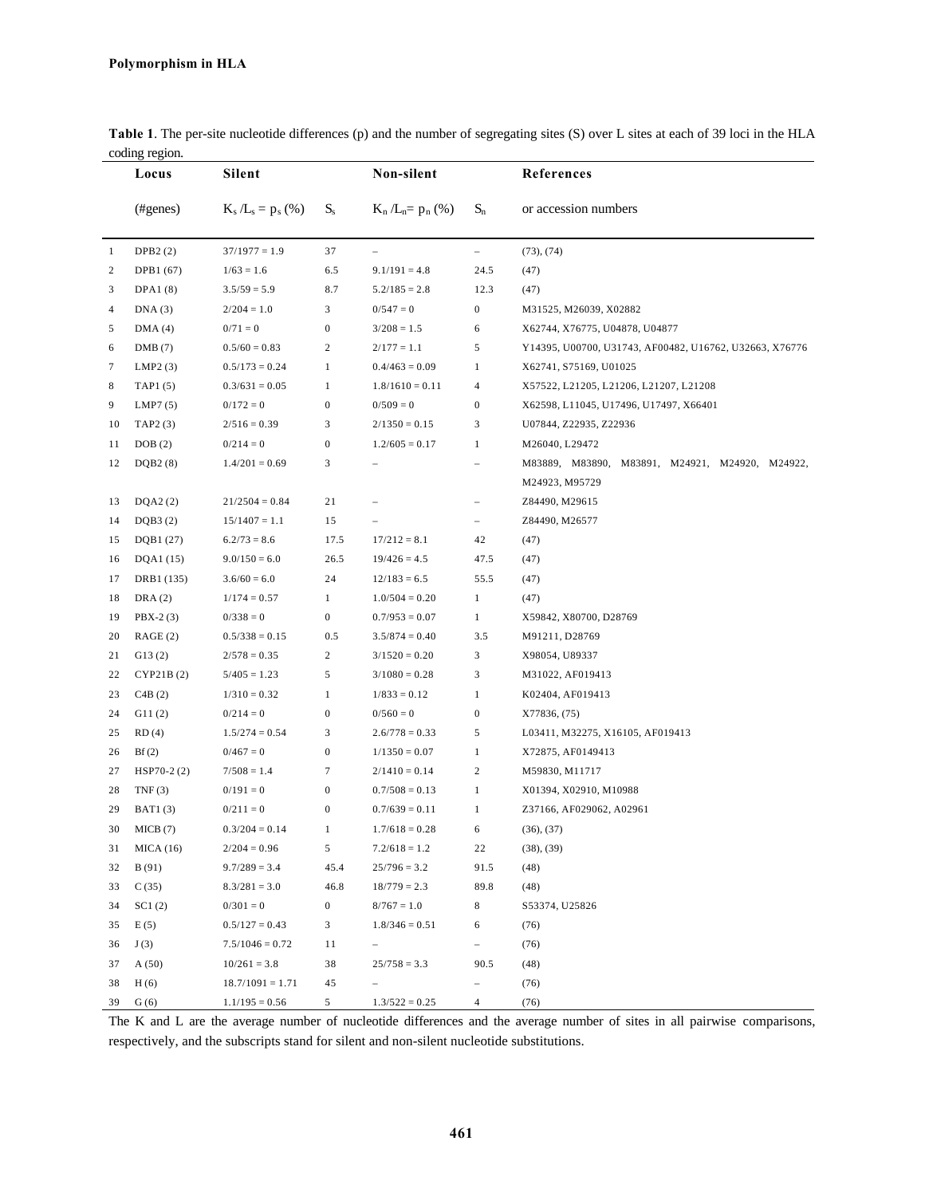**Table 1**. The per-site nucleotide differences (p) and the number of segregating sites (S) over L sites at each of 39 loci in the HLA coding region.

| | Locus (#genes) | Silent $K_s/L_s = p_s$ (%) | $S_s$ | Non-silent $K_n/L_n = p_n$ (%) | $S_n$ | References or accession numbers |
|---|---|---|---|---|---|---|
| 1 | DPB2 (2) | 37/1977 = 1.9 | 37 | – | – | (73), (74) |
| 2 | DPB1 (67) | 1/63 = 1.6 | 6.5 | 9.1/191 = 4.8 | 24.5 | (47) |
| 3 | DPA1 (8) | 3.5/59 = 5.9 | 8.7 | 5.2/185 = 2.8 | 12.3 | (47) |
| 4 | DNA (3) | 2/204 = 1.0 | 3 | 0/547 = 0 | 0 | M31525, M26039, X02882 |
| 5 | DMA (4) | 0/71 = 0 | 0 | 3/208 = 1.5 | 6 | X62744, X76775, U04878, U04877 |
| 6 | DMB (7) | 0.5/60 = 0.83 | 2 | 2/177 = 1.1 | 5 | Y14395, U00700, U31743, AF00482, U16762, U32663, X76776 |
| 7 | LMP2 (3) | 0.5/173 = 0.24 | 1 | 0.4/463 = 0.09 | 1 | X62741, S75169, U01025 |
| 8 | TAP1 (5) | 0.3/631 = 0.05 | 1 | 1.8/1610 = 0.11 | 4 | X57522, L21205, L21206, L21207, L21208 |
| 9 | LMP7 (5) | 0/172 = 0 | 0 | 0/509 = 0 | 0 | X62598, L11045, U17496, U17497, X66401 |
| 10 | TAP2 (3) | 2/516 = 0.39 | 3 | 2/1350 = 0.15 | 3 | U07844, Z22935, Z22936 |
| 11 | DOB (2) | 0/214 = 0 | 0 | 1.2/605 = 0.17 | 1 | M26040, L29472 |
| 12 | DQB2 (8) | 1.4/201 = 0.69 | 3 | – | – | M83889, M83890, M83891, M24921, M24920, M24922, M24923, M95729 |
| 13 | DQA2 (2) | 21/2504 = 0.84 | 21 | – | – | Z84490, M29615 |
| 14 | DQB3 (2) | 15/1407 = 1.1 | 15 | – | – | Z84490, M26577 |
| 15 | DQB1 (27) | 6.2/73 = 8.6 | 17.5 | 17/212 = 8.1 | 42 | (47) |
| 16 | DQA1 (15) | 9.0/150 = 6.0 | 26.5 | 19/426 = 4.5 | 47.5 | (47) |
| 17 | DRB1 (135) | 3.6/60 = 6.0 | 24 | 12/183 = 6.5 | 55.5 | (47) |
| 18 | DRA (2) | 1/174 = 0.57 | 1 | 1.0/504 = 0.20 | 1 | (47) |
| 19 | PBX-2 (3) | 0/338 = 0 | 0 | 0.7/953 = 0.07 | 1 | X59842, X80700, D28769 |
| 20 | RAGE (2) | 0.5/338 = 0.15 | 0.5 | 3.5/874 = 0.40 | 3.5 | M91211, D28769 |
| 21 | G13 (2) | 2/578 = 0.35 | 2 | 3/1520 = 0.20 | 3 | X98054, U89337 |
| 22 | CYP21B (2) | 5/405 = 1.23 | 5 | 3/1080 = 0.28 | 3 | M31022, AF019413 |
| 23 | C4B (2) | 1/310 = 0.32 | 1 | 1/833 = 0.12 | 1 | K02404, AF019413 |
| 24 | G11 (2) | 0/214 = 0 | 0 | 0/560 = 0 | 0 | X77836, (75) |
| 25 | RD (4) | 1.5/274 = 0.54 | 3 | 2.6/778 = 0.33 | 5 | L03411, M32275, X16105, AF019413 |
| 26 | Bf (2) | 0/467 = 0 | 0 | 1/1350 = 0.07 | 1 | X72875, AF0149413 |
| 27 | HSP70-2 (2) | 7/508 = 1.4 | 7 | 2/1410 = 0.14 | 2 | M59830, M11717 |
| 28 | TNF (3) | 0/191 = 0 | 0 | 0.7/508 = 0.13 | 1 | X01394, X02910, M10988 |
| 29 | BAT1 (3) | 0/211 = 0 | 0 | 0.7/639 = 0.11 | 1 | Z37166, AF029062, A02961 |
| 30 | MICB (7) | 0.3/204 = 0.14 | 1 | 1.7/618 = 0.28 | 6 | (36), (37) |
| 31 | MICA (16) | 2/204 = 0.96 | 5 | 7.2/618 = 1.2 | 22 | (38), (39) |
| 32 | B (91) | 9.7/289 = 3.4 | 45.4 | 25/796 = 3.2 | 91.5 | (48) |
| 33 | C (35) | 8.3/281 = 3.0 | 46.8 | 18/779 = 2.3 | 89.8 | (48) |
| 34 | SC1 (2) | 0/301 = 0 | 0 | 8/767 = 1.0 | 8 | S53374, U25826 |
| 35 | E (5) | 0.5/127 = 0.43 | 3 | 1.8/346 = 0.51 | 6 | (76) |
| 36 | J (3) | 7.5/1046 = 0.72 | 11 | – | – | (76) |
| 37 | A (50) | 10/261 = 3.8 | 38 | 25/758 = 3.3 | 90.5 | (48) |
| 38 | H (6) | 18.7/1091 = 1.71 | 45 | – | – | (76) |
| 39 | G (6) | 1.1/195 = 0.56 | 5 | 1.3/522 = 0.25 | 4 | (76) |

The K and L are the average number of nucleotide differences and the average number of sites in all pairwise comparisons, respectively, and the subscripts stand for silent and non-silent nucleotide substitutions.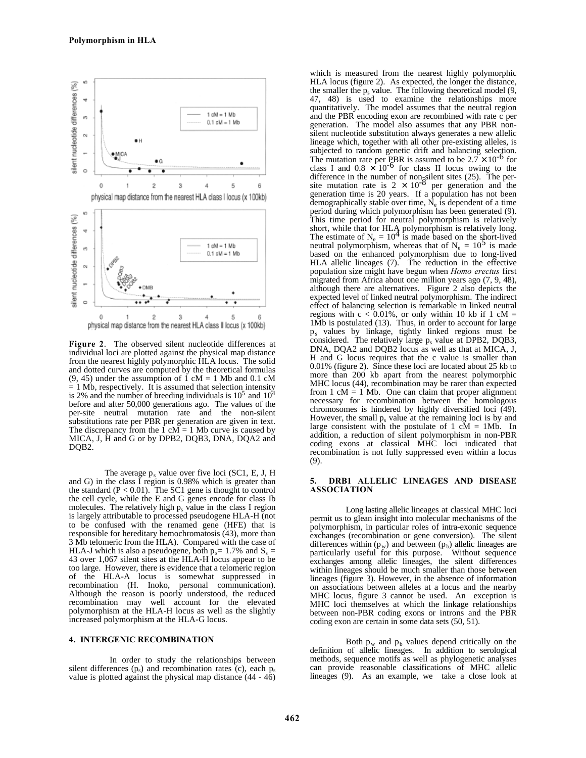**Figure 2**. The observed silent nucleotide differences at individual loci are plotted against the physical map distance from the nearest highly polymorphic HLA locus. The solid and dotted curves are computed by the theoretical formulas (9, 45) under the assumption of 1 cM = 1 Mb and 0.1 cM = 1 Mb, respectively. It is assumed that selection intensity is 2% and the number of breeding individuals is $10^5$ and $10^4$ before and after 50,000 generations ago. The values of the per-site neutral mutation rate and the non-silent substitutions rate per PBR per generation are given in text. The discrepancy from the 1 cM = 1 Mb curve is caused by MICA, J, H and G or by DPB2, DQB3, DNA, DQA2 and DQB2.

The average $p_s$ value over five loci (SC1, E, J, H and G) in the class I region is 0.98% which is greater than the standard ($P < 0.01$). The SC1 gene is thought to control the cell cycle, while the E and G genes encode for class Ib molecules. The relatively high $p_s$ value in the class I region is largely attributable to processed pseudogene HLA-H (not to be confused with the renamed gene (HFE) that is responsible for hereditary hemochromatosis (43), more than 3 Mb telomeric from the HLA). Compared with the case of HLA-J which is also a pseudogene, both $p_s$= 1.7% and $S_s$ = 43 over 1,067 silent sites at the HLA-H locus appear to be too large. However, there is evidence that a telomeric region of the HLA-A locus is somewhat suppressed in recombination (H. Inoko, personal communication). Although the reason is poorly understood, the reduced recombination may well account for the elevated polymorphism at the HLA-H locus as well as the slightly increased polymorphism at the HLA-G locus.

## 4. INTERGENIC RECOMBINATION

In order to study the relationships between silent differences ($p_s$) and recombination rates (c), each $p_s$ value is plotted against the physical map distance (44 - 46) which is measured from the nearest highly polymorphic HLA locus (figure 2). As expected, the longer the distance, the smaller the $p_s$ value. The following theoretical model (9, 47, 48) is used to examine the relationships more quantitatively. The model assumes that the neutral region and the PBR encoding exon are recombined with rate c per generation. The model also assumes that any PBR non-silent nucleotide substitution always generates a new allelic lineage which, together with all other pre-existing alleles, is subjected to random genetic drift and balancing selection. The mutation rate per PBR is assumed to be $2.7 \times 10^{-6}$ for class I and $0.8 \times 10^{-6}$ for class II locus owing to the difference in the number of non-silent sites (25). The per-site mutation rate is $2 \times 10^{-8}$ per generation and the generation time is 20 years. If a population has not been demographically stable over time, $N_e$ is dependent of a time period during which polymorphism has been generated (9). This time period for neutral polymorphism is relatively short, while that for HLA polymorphism is relatively long. The estimate of $N_e = 10^4$ is made based on the short-lived neutral polymorphism, whereas that of $N_e = 10^5$ is made based on the enhanced polymorphism due to long-lived HLA allelic lineages (7). The reduction in the effective population size might have begun when *Homo erectus* first migrated from Africa about one million years ago (7, 9, 48), although there are alternatives. Figure 2 also depicts the expected level of linked neutral polymorphism. The indirect effect of balancing selection is remarkable in linked neutral regions with $c < 0.01\%$, or only within 10 kb if 1 cM = 1Mb is postulated (13). Thus, in order to account for large $p_s$ values by linkage, tightly linked regions must be considered. The relatively large $p_s$ value at DPB2, DQB3, DNA, DQA2 and DQB2 locus as well as that at MICA, J, H and G locus requires that the c value is smaller than 0.01% (figure 2). Since these loci are located about 25 kb to more than 200 kb apart from the nearest polymorphic MHC locus (44), recombination may be rarer than expected from 1 cM = 1 Mb. One can claim that proper alignment necessary for recombination between the homologous chromosomes is hindered by highly diversified loci (49). However, the small $p_s$ value at the remaining loci is by and large consistent with the postulate of 1 cM = 1Mb. In addition, a reduction of silent polymorphism in non-PBR coding exons at classical MHC loci indicated that recombination is not fully suppressed even within a locus (9).

## 5. DRB1 ALLELIC LINEAGES AND DISEASE ASSOCIATION

Long lasting allelic lineages at classical MHC loci permit us to glean insight into molecular mechanisms of the polymorphism, in particular roles of intra-exonic sequence exchanges (recombination or gene conversion). The silent differences within ($p_w$) and between ($p_b$) allelic lineages are particularly useful for this purpose. Without sequence exchanges among allelic lineages, the silent differences within lineages should be much smaller than those between lineages (figure 3). However, in the absence of information on associations between alleles at a locus and the nearby MHC locus, figure 3 cannot be used. An exception is MHC loci themselves at which the linkage relationships between non-PBR coding exons or introns and the PBR coding exon are certain in some data sets (50, 51).

Both $p_w$ and $p_b$ values depend critically on the definition of allelic lineages. In addition to serological methods, sequence motifs as well as phylogenetic analyses can provide reasonable classifications of MHC allelic lineages (9). As an example, we take a close look at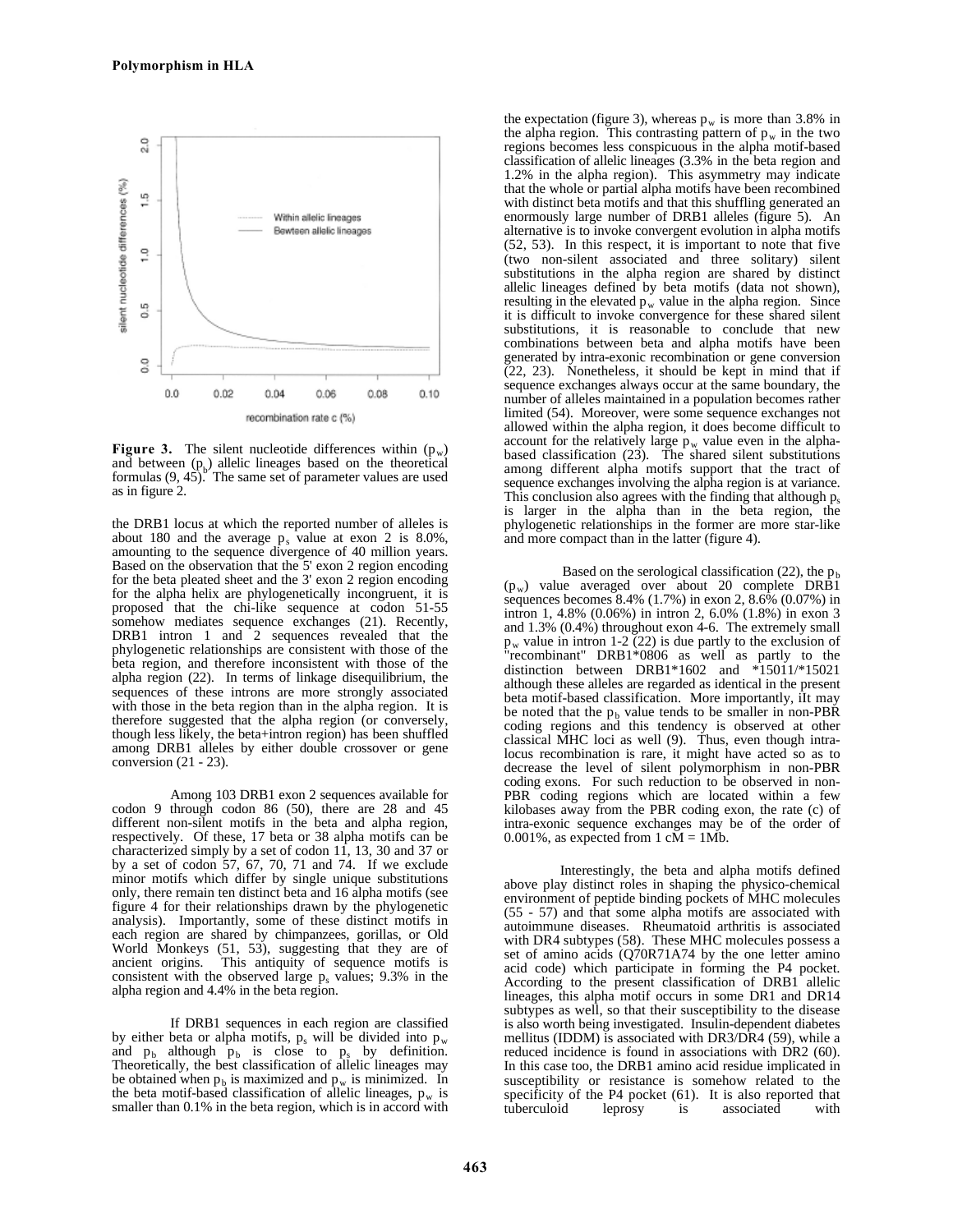**Figure 3.** The silent nucleotide differences within ($p_w$) and between ($p_b$) allelic lineages based on the theoretical formulas (9, 45). The same set of parameter values are used as in figure 2.

the DRB1 locus at which the reported number of alleles is about 180 and the average $p_s$ value at exon 2 is 8.0%, amounting to the sequence divergence of 40 million years. Based on the observation that the 5' exon 2 region encoding for the beta pleated sheet and the 3' exon 2 region encoding for the alpha helix are phylogenetically incongruent, it is proposed that the chi-like sequence at codon 51-55 somehow mediates sequence exchanges (21). Recently, DRB1 intron 1 and 2 sequences revealed that the phylogenetic relationships are consistent with those of the beta region, and therefore inconsistent with those of the alpha region (22). In terms of linkage disequilibrium, the sequences of these introns are more strongly associated with those in the beta region than in the alpha region. It is therefore suggested that the alpha region (or conversely, though less likely, the beta+intron region) has been shuffled among DRB1 alleles by either double crossover or gene conversion (21 - 23).

Among 103 DRB1 exon 2 sequences available for codon 9 through codon 86 (50), there are 28 and 45 different non-silent motifs in the beta and alpha region, respectively. Of these, 17 beta or 38 alpha motifs can be characterized simply by a set of codon 11, 13, 30 and 37 or by a set of codon 57, 67, 70, 71 and 74. If we exclude minor motifs which differ by single unique substitutions only, there remain ten distinct beta and 16 alpha motifs (see figure 4 for their relationships drawn by the phylogenetic analysis). Importantly, some of these distinct motifs in each region are shared by chimpanzees, gorillas, or Old World Monkeys (51, 53), suggesting that they are of ancient origins. This antiquity of sequence motifs is consistent with the observed large $p_s$ values; 9.3% in the alpha region and 4.4% in the beta region.

If DRB1 sequences in each region are classified by either beta or alpha motifs, $p_s$ will be divided into $p_w$ and $p_b$ although $p_b$ is close to $p_s$ by definition. Theoretically, the best classification of allelic lineages may be obtained when $p_b$ is maximized and $p_w$ is minimized. In the beta motif-based classification of allelic lineages, $p_w$ is smaller than 0.1% in the beta region, which is in accord with the expectation (figure 3), whereas $p_w$ is more than 3.8% in the alpha region. This contrasting pattern of $p_w$ in the two regions becomes less conspicuous in the alpha motif-based classification of allelic lineages (3.3% in the beta region and 1.2% in the alpha region). This asymmetry may indicate that the whole or partial alpha motifs have been recombined with distinct beta motifs and that this shuffling generated an enormously large number of DRB1 alleles (figure 5). An alternative is to invoke convergent evolution in alpha motifs (52, 53). In this respect, it is important to note that five (two non-silent associated and three solitary) silent substitutions in the alpha region are shared by distinct allelic lineages defined by beta motifs (data not shown), resulting in the elevated $p_w$ value in the alpha region. Since it is difficult to invoke convergence for these shared silent substitutions, it is reasonable to conclude that new combinations between beta and alpha motifs have been generated by intra-exonic recombination or gene conversion (22, 23). Nonetheless, it should be kept in mind that if sequence exchanges always occur at the same boundary, the number of alleles maintained in a population becomes rather limited (54). Moreover, were some sequence exchanges not allowed within the alpha region, it does become difficult to account for the relatively large $p_w$ value even in the alpha-based classification (23). The shared silent substitutions among different alpha motifs support that the tract of sequence exchanges involving the alpha region is at variance. This conclusion also agrees with the finding that although $p_s$ is larger in the alpha than in the beta region, the phylogenetic relationships in the former are more star-like and more compact than in the latter (figure 4).

Based on the serological classification (22), the $p_b$ ($p_w$) value averaged over about 20 complete DRB1 sequences becomes 8.4% (1.7%) in exon 2, 8.6% (0.07%) in intron 1, 4.8% (0.06%) in intron 2, 6.0% (1.8%) in exon 3 and 1.3% (0.4%) throughout exon 4-6. The extremely small $p_w$ value in intron 1-2 (22) is due partly to the exclusion of "recombinant" DRB1*0806 as well as partly to the distinction between DRB1*1602 and *15011/*15021 although these alleles are regarded as identical in the present beta motif-based classification. More importantly, iIt may be noted that the $p_b$ value tends to be smaller in non-PBR coding regions and this tendency is observed at other classical MHC loci as well (9). Thus, even though intra-locus recombination is rare, it might have acted so as to decrease the level of silent polymorphism in non-PBR coding exons. For such reduction to be observed in non-PBR coding regions which are located within a few kilobases away from the PBR coding exon, the rate (c) of intra-exonic sequence exchanges may be of the order of 0.001%, as expected from 1 cM = 1Mb.

Interestingly, the beta and alpha motifs defined above play distinct roles in shaping the physico-chemical environment of peptide binding pockets of MHC molecules (55 - 57) and that some alpha motifs are associated with autoimmune diseases. Rheumatoid arthritis is associated with DR4 subtypes (58). These MHC molecules possess a set of amino acids (Q70R71A74 by the one letter amino acid code) which participate in forming the P4 pocket. According to the present classification of DRB1 allelic lineages, this alpha motif occurs in some DR1 and DR14 subtypes as well, so that their susceptibility to the disease is also worth being investigated. Insulin-dependent diabetes mellitus (IDDM) is associated with DR3/DR4 (59), while a reduced incidence is found in associations with DR2 (60). In this case too, the DRB1 amino acid residue implicated in susceptibility or resistance is somehow related to the specificity of the P4 pocket (61). It is also reported that tuberculoid leprosy is associated with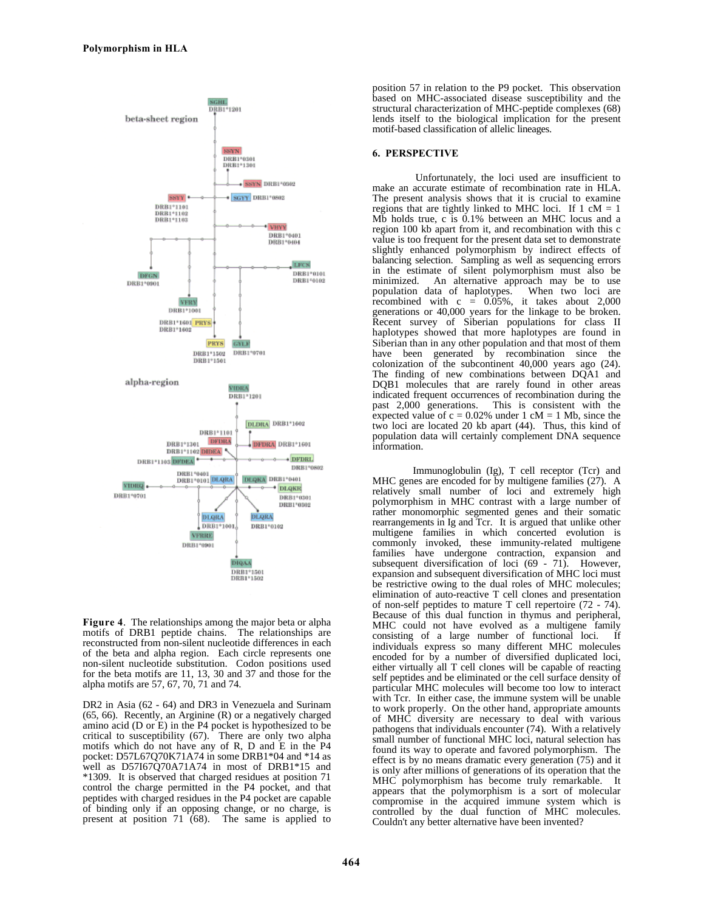Figure 4. The relationships among the major beta or alpha motifs of DRB1 peptide chains. The relationships are reconstructed from non-silent nucleotide differences in each of the beta and alpha region. Each circle represents one non-silent nucleotide substitution. Codon positions used for the beta motifs are 11, 13, 30 and 37 and those for the alpha motifs are 57, 67, 70, 71 and 74.

DR2 in Asia (62 - 64) and DR3 in Venezuela and Surinam (65, 66). Recently, an Arginine (R) or a negatively charged amino acid (D or E) in the P4 pocket is hypothesized to be critical to susceptibility (67). There are only two alpha motifs which do not have any of R, D and E in the P4 pocket: D57L67Q70K71A74 in some DRB1*04 and *14 as well as D57I67Q70A71A74 in most of DRB1*15 and *1309. It is observed that charged residues at position 71 control the charge permitted in the P4 pocket, and that peptides with charged residues in the P4 pocket are capable of binding only if an opposing change, or no charge, is present at position 71 (68). The same is applied to position 57 in relation to the P9 pocket. This observation based on MHC-associated disease susceptibility and the structural characterization of MHC-peptide complexes (68) lends itself to the biological implication for the present motif-based classification of allelic lineages.

## 6. PERSPECTIVE

Unfortunately, the loci used are insufficient to make an accurate estimate of recombination rate in HLA. The present analysis shows that it is crucial to examine regions that are tightly linked to MHC loci. If 1 cM = 1 Mb holds true, c is 0.1% between an MHC locus and a region 100 kb apart from it, and recombination with this c value is too frequent for the present data set to demonstrate slightly enhanced polymorphism by indirect effects of balancing selection. Sampling as well as sequencing errors in the estimate of silent polymorphism must also be minimized. An alternative approach may be to use population data of haplotypes. When two loci are recombined with c = 0.05%, it takes about 2,000 generations or 40,000 years for the linkage to be broken. Recent survey of Siberian populations for class II haplotypes showed that more haplotypes are found in Siberian than in any other population and that most of them have been generated by recombination since the colonization of the subcontinent 40,000 years ago (24). The finding of new combinations between DQA1 and DQB1 molecules that are rarely found in other areas indicated frequent occurrences of recombination during the past 2,000 generations. This is consistent with the expected value of c = 0.02% under 1 cM = 1 Mb, since the two loci are located 20 kb apart (44). Thus, this kind of population data will certainly complement DNA sequence information.

Immunoglobulin (Ig), T cell receptor (Tcr) and MHC genes are encoded for by multigene families (27). A relatively small number of loci and extremely high polymorphism in MHC contrast with a large number of rather monomorphic segmented genes and their somatic rearrangements in Ig and Tcr. It is argued that unlike other multigene families in which concerted evolution is commonly invoked, these immunity-related multigene families have undergone contraction, expansion and subsequent diversification of loci (69 - 71). However, expansion and subsequent diversification of MHC loci must be restrictive owing to the dual roles of MHC molecules; elimination of auto-reactive T cell clones and presentation of non-self peptides to mature T cell repertoire (72 - 74). Because of this dual function in thymus and peripheral, MHC could not have evolved as a multigene family consisting of a large number of functional loci. If individuals express so many different MHC molecules encoded for by a number of diversified duplicated loci, either virtually all T cell clones will be capable of reacting self peptides and be eliminated or the cell surface density of particular MHC molecules will become too low to interact with Tcr. In either case, the immune system will be unable to work properly. On the other hand, appropriate amounts of MHC diversity are necessary to deal with various pathogens that individuals encounter (74). With a relatively small number of functional MHC loci, natural selection has found its way to operate and favored polymorphism. The effect is by no means dramatic every generation (75) and it is only after millions of generations of its operation that the MHC polymorphism has become truly remarkable. It appears that the polymorphism is a sort of molecular compromise in the acquired immune system which is controlled by the dual function of MHC molecules. Couldn't any better alternative have been invented?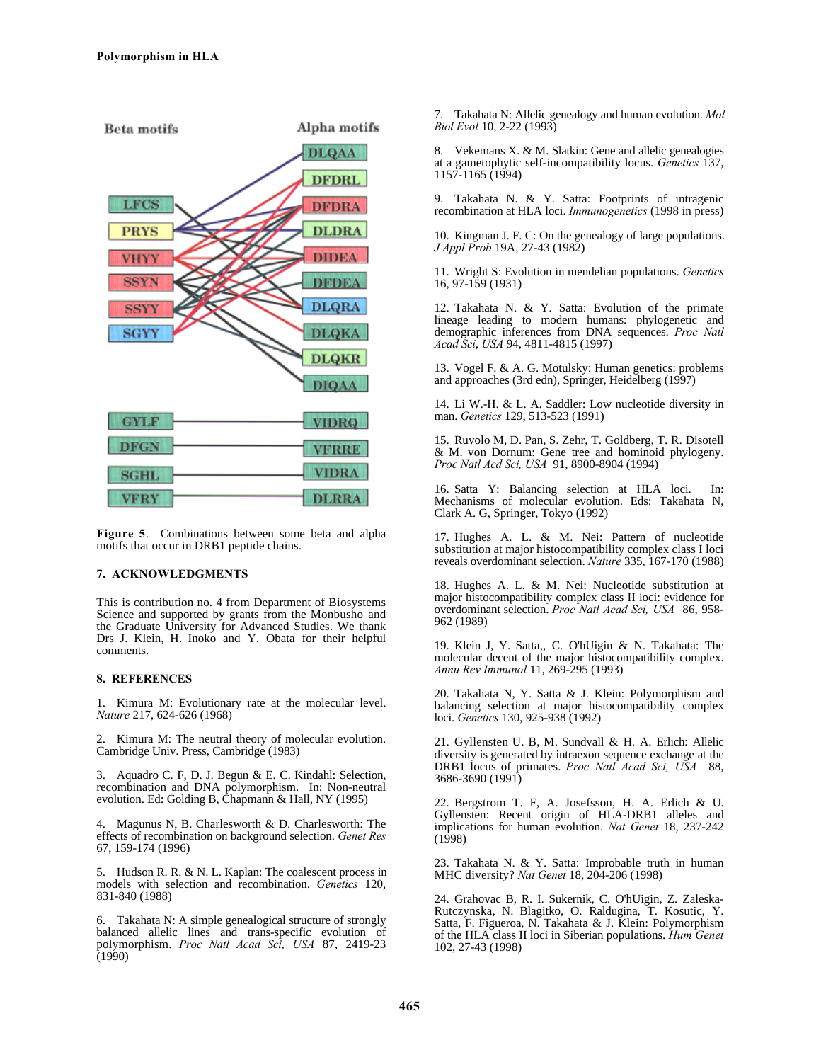Beta motifs

Alpha motifs

LFCS

PRYS

VHYY

SSYN

SSYY

SGYY

DLQAA

DFDRL

DFDRA

DLDRA

DIDEA

DFDEA

DLQRA

DLQKA

DLQKR

DIQAA

GYLF

DFGN

SGHL

VFRY

VIDRQ

VFRRE

VIDRA

DLRRA

**Figure 5**. Combinations between some beta and alpha motifs that occur in DRB1 peptide chains.

## 7. ACKNOWLEDGMENTS

This is contribution no. 4 from Department of Biosystems Science and supported by grants from the Monbusho and the Graduate University for Advanced Studies. We thank Drs J. Klein, H. Inoko and Y. Obata for their helpful comments.

## 8. REFERENCES

1. Kimura M: Evolutionary rate at the molecular level. *Nature* 217, 624-626 (1968)

2. Kimura M: The neutral theory of molecular evolution. Cambridge Univ. Press, Cambridge (1983)

3. Aquadro C. F, D. J. Begun & E. C. Kindahl: Selection, recombination and DNA polymorphism. In: Non-neutral evolution. Ed: Golding B, Chapmann & Hall, NY (1995)

4. Magunus N, B. Charlesworth & D. Charlesworth: The effects of recombination on background selection. *Genet Res* 67, 159-174 (1996)

5. Hudson R. R. & N. L. Kaplan: The coalescent process in models with selection and recombination. *Genetics* 120, 831-840 (1988)

6. Takahata N: A simple genealogical structure of strongly balanced allelic lines and trans-specific evolution of polymorphism. *Proc Natl Acad Sci, USA* 87, 2419-23 (1990)

7. Takahata N: Allelic genealogy and human evolution. *Mol Biol Evol* 10, 2-22 (1993)

8. Vekemans X. & M. Slatkin: Gene and allelic genealogies at a gametophytic self-incompatibility locus. *Genetics* 137, 1157-1165 (1994)

9. Takahata N. & Y. Satta: Footprints of intragenic recombination at HLA loci. *Immunogenetics* (1998 in press)

10. Kingman J. F. C: On the genealogy of large populations. *J Appl Prob* 19A, 27-43 (1982)

11. Wright S: Evolution in mendelian populations. *Genetics* 16, 97-159 (1931)

12. Takahata N. & Y. Satta: Evolution of the primate lineage leading to modern humans: phylogenetic and demographic inferences from DNA sequences. *Proc Natl Acad Sci, USA* 94, 4811-4815 (1997)

13. Vogel F. & A. G. Motulsky: Human genetics: problems and approaches (3rd edn), Springer, Heidelberg (1997)

14. Li W.-H. & L. A. Saddler: Low nucleotide diversity in man. *Genetics* 129, 513-523 (1991)

15. Ruvolo M, D. Pan, S. Zehr, T. Goldberg, T. R. Disotell & M. von Dornum: Gene tree and hominoid phylogeny. *Proc Natl Acd Sci, USA* 91, 8900-8904 (1994)

16. Satta Y: Balancing selection at HLA loci. In: Mechanisms of molecular evolution. Eds: Takahata N, Clark A. G, Springer, Tokyo (1992)

17. Hughes A. L. & M. Nei: Pattern of nucleotide substitution at major histocompatibility complex class I loci reveals overdominant selection. *Nature* 335, 167-170 (1988)

18. Hughes A. L. & M. Nei: Nucleotide substitution at major histocompatibility complex class II loci: evidence for overdominant selection. *Proc Natl Acad Sci, USA* 86, 958-962 (1989)

19. Klein J, Y. Satta,, C. O'hUigin & N. Takahata: The molecular decent of the major histocompatibility complex. *Annu Rev Immunol* 11, 269-295 (1993)

20. Takahata N, Y. Satta & J. Klein: Polymorphism and balancing selection at major histocompatibility complex loci. *Genetics* 130, 925-938 (1992)

21. Gyllensten U. B, M. Sundvall & H. A. Erlich: Allelic diversity is generated by intraexon sequence exchange at the DRB1 locus of primates. *Proc Natl Acad Sci, USA* 88, 3686-3690 (1991)

22. Bergstrom T. F, A. Josefsson, H. A. Erlich & U. Gyllensten: Recent origin of HLA-DRB1 alleles and implications for human evolution. *Nat Genet* 18, 237-242 (1998)

23. Takahata N. & Y. Satta: Improbable truth in human MHC diversity? *Nat Genet* 18, 204-206 (1998)

24. Grahovac B, R. I. Sukernik, C. O'hUigin, Z. Zaleska-Rutczynska, N. Blagitko, O. Raldugina, T. Kosutic, Y. Satta, F. Figueroa, N. Takahata & J. Klein: Polymorphism of the HLA class II loci in Siberian populations. *Hum Genet* 102, 27-43 (1998)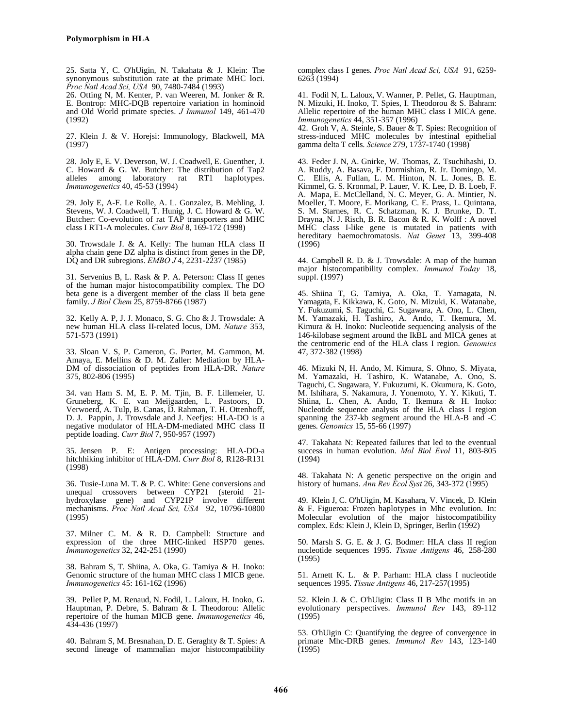25. Satta Y, C. O'hUigin, N. Takahata & J. Klein: The synonymous substitution rate at the primate MHC loci. *Proc Natl Acad Sci, USA* 90, 7480-7484 (1993)

26. Otting N, M. Kenter, P. van Weeren, M. Jonker & R. E. Bontrop: MHC-DQB repertoire variation in hominoid and Old World primate species. *J Immunol* 149, 461-470 (1992)

27. Klein J. & V. Horejsi: Immunology, Blackwell, MA (1997)

28. Joly E, E. V. Deverson, W. J. Coadwell, E. Guenther, J. C. Howard & G. W. Butcher: The distribution of Tap2 alleles among laboratory rat RT1 haplotypes. *Immunogenetics* 40, 45-53 (1994)

29. Joly E, A-F. Le Rolle, A. L. Gonzalez, B. Mehling, J. Stevens, W. J. Coadwell, T. Hunig, J. C. Howard & G. W. Butcher: Co-evolution of rat TAP transporters and MHC class I RT1-A molecules. *Curr Biol* 8, 169-172 (1998)

30. Trowsdale J. & A. Kelly: The human HLA class II alpha chain gene DZ alpha is distinct from genes in the DP, DQ and DR subregions. *EMBO J* 4, 2231-2237 (1985)

31. Servenius B, L. Rask & P. A. Peterson: Class II genes of the human major histocompatibility complex. The DO beta gene is a divergent member of the class II beta gene family. *J Biol Chem* 25, 8759-8766 (1987)

32. Kelly A. P, J. J. Monaco, S. G. Cho & J. Trowsdale: A new human HLA class II-related locus, DM. *Nature* 353, 571-573 (1991)

33. Sloan V. S, P. Cameron, G. Porter, M. Gammon, M. Amaya, E. Mellins & D. M. Zaller: Mediation by HLA-DM of dissociation of peptides from HLA-DR. *Nature* 375, 802-806 (1995)

34. van Ham S. M, E. P. M. Tjin, B. F. Lillemeier, U. Gruneberg, K. E. van Meijgaarden, L. Pastoors, D. Verwoerd, A. Tulp, B. Canas, D. Rahman, T. H. Ottenhoff, D. J. Pappin, J. Trowsdale and J. Neefjes: HLA-DO is a negative modulator of HLA-DM-mediated MHC class II peptide loading. *Curr Biol* 7, 950-957 (1997)

35. Jensen P. E: Antigen processing: HLA-DO-a hitchhiking inhibitor of HLA-DM. *Curr Biol* 8, R128-R131 (1998)

36. Tusie-Luna M. T. & P. C. White: Gene conversions and unequal crossovers between CYP21 (steroid 21-hydroxylase gene) and CYP21P involve different mechanisms. *Proc Natl Acad Sci, USA* 92, 10796-10800 (1995)

37. Milner C. M. & R. D. Campbell: Structure and expression of the three MHC-linked HSP70 genes. *Immunogenetics* 32, 242-251 (1990)

38. Bahram S, T. Shiina, A. Oka, G. Tamiya & H. Inoko: Genomic structure of the human MHC class I MICB gene. *Immunogenetics* 45: 161-162 (1996)

39. Pellet P, M. Renaud, N. Fodil, L. Laloux, H. Inoko, G. Hauptman, P. Debre, S. Bahram & I. Theodorou: Allelic repertoire of the human MICB gene. *Immunogenetics* 46, 434-436 (1997)

40. Bahram S, M. Bresnahan, D. E. Geraghty & T. Spies: A second lineage of mammalian major histocompatibility complex class I genes. *Proc Natl Acad Sci, USA* 91, 6259-6263 (1994)

41. Fodil N, L. Laloux, V. Wanner, P. Pellet, G. Hauptman, N. Mizuki, H. Inoko, T. Spies, I. Theodorou & S. Bahram: Allelic repertoire of the human MHC class I MICA gene. *Immunogenetics* 44, 351-357 (1996)

42. Groh V, A. Steinle, S. Bauer & T. Spies: Recognition of stress-induced MHC molecules by intestinal epithelial gamma delta T cells. *Science* 279, 1737-1740 (1998)

43. Feder J. N, A. Gnirke, W. Thomas, Z. Tsuchihashi, D. A. Ruddy, A. Basava, F. Dormishian, R. Jr. Domingo, M. C. Ellis, A. Fullan, L. M. Hinton, N. L. Jones, B. E. Kimmel, G. S. Kronmal, P. Lauer, V. K. Lee, D. B. Loeb, F. A. Mapa, E. McClelland, N. C. Meyer, G. A. Mintier, N. Moeller, T. Moore, E. Morikang, C. E. Prass, L. Quintana, S. M. Starnes, R. C. Schatzman, K. J. Brunke, D. T. Drayna, N. J. Risch, B. R. Bacon & R. K. Wolff : A novel MHC class I-like gene is mutated in patients with hereditary haemochromatosis. *Nat Genet* 13, 399-408 (1996)

44. Campbell R. D. & J. Trowsdale: A map of the human major histocompatibility complex. *Immunol Today* 18, suppl. (1997)

45. Shiina T, G. Tamiya, A. Oka, T. Yamagata, N. Yamagata, E. Kikkawa, K. Goto, N. Mizuki, K. Watanabe, Y. Fukuzumi, S. Taguchi, C. Sugawara, A. Ono, L. Chen, M. Yamazaki, H. Tashiro, A. Ando, T. Ikemura, M. Kimura & H. Inoko: Nucleotide sequencing analysis of the 146-kilobase segment around the IkBL and MICA genes at the centromeric end of the HLA class I region. *Genomics* 47, 372-382 (1998)

46. Mizuki N, H. Ando, M. Kimura, S. Ohno, S. Miyata, M. Yamazaki, H. Tashiro, K. Watanabe, A. Ono, S. Taguchi, C. Sugawara, Y. Fukuzumi, K. Okumura, K. Goto, M. Ishihara, S. Nakamura, J. Yonemoto, Y. Y. Kikuti, T. Shiina, L. Chen, A. Ando, T. Ikemura & H. Inoko: Nucleotide sequence analysis of the HLA class I region spanning the 237-kb segment around the HLA-B and -C genes. *Genomics* 15, 55-66 (1997)

47. Takahata N: Repeated failures that led to the eventual success in human evolution. *Mol Biol Evol* 11, 803-805 (1994)

48. Takahata N: A genetic perspective on the origin and history of humans. *Ann Rev Ecol Syst* 26, 343-372 (1995)

49. Klein J, C. O'hUigin, M. Kasahara, V. Vincek, D. Klein & F. Figueroa: Frozen haplotypes in Mhc evolution. In: Molecular evolution of the major histocompatibility complex. Eds: Klein J, Klein D, Springer, Berlin (1992)

50. Marsh S. G. E. & J. G. Bodmer: HLA class II region nucleotide sequences 1995. *Tissue Antigens* 46, 258-280 (1995)

51. Arnett K. L. & P. Parham: HLA class I nucleotide sequences 1995. *Tissue Antigens* 46, 217-257(1995)

52. Klein J. & C. O'hUigin: Class II B Mhc motifs in an evolutionary perspectives. *Immunol Rev* 143, 89-112 (1995)

53. O'hUigin C: Quantifying the degree of convergence in primate Mhc-DRB genes. *Immunol Rev* 143, 123-140 (1995)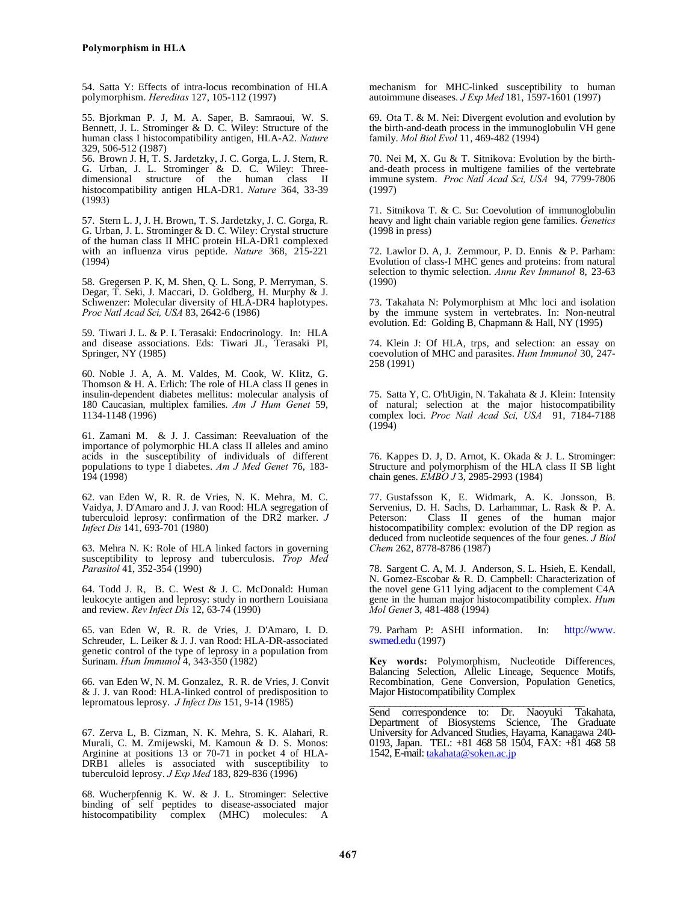54. Satta Y: Effects of intra-locus recombination of HLA polymorphism. *Hereditas* 127, 105-112 (1997)

55. Bjorkman P. J, M. A. Saper, B. Samraoui, W. S. Bennett, J. L. Strominger & D. C. Wiley: Structure of the human class I histocompatibility antigen, HLA-A2. *Nature* 329, 506-512 (1987)

56. Brown J. H, T. S. Jardetzky, J. C. Gorga, L. J. Stern, R. G. Urban, J. L. Strominger & D. C. Wiley: Three-dimensional structure of the human class II histocompatibility antigen HLA-DR1. *Nature* 364, 33-39 (1993)

57. Stern L. J, J. H. Brown, T. S. Jardetzky, J. C. Gorga, R. G. Urban, J. L. Strominger & D. C. Wiley: Crystal structure of the human class II MHC protein HLA-DR1 complexed with an influenza virus peptide. *Nature* 368, 215-221 (1994)

58. Gregersen P. K, M. Shen, Q. L. Song, P. Merryman, S. Degar, T. Seki, J. Maccari, D. Goldberg, H. Murphy & J. Schwenzer: Molecular diversity of HLA-DR4 haplotypes. *Proc Natl Acad Sci, USA* 83, 2642-6 (1986)

59. Tiwari J. L. & P. I. Terasaki: Endocrinology. In: HLA and disease associations. Eds: Tiwari JL, Terasaki PI, Springer, NY (1985)

60. Noble J. A, A. M. Valdes, M. Cook, W. Klitz, G. Thomson & H. A. Erlich: The role of HLA class II genes in insulin-dependent diabetes mellitus: molecular analysis of 180 Caucasian, multiplex families. *Am J Hum Genet* 59, 1134-1148 (1996)

61. Zamani M. & J. J. Cassiman: Reevaluation of the importance of polymorphic HLA class II alleles and amino acids in the susceptibility of individuals of different populations to type I diabetes. *Am J Med Genet* 76, 183-194 (1998)

62. van Eden W, R. R. de Vries, N. K. Mehra, M. C. Vaidya, J. D'Amaro and J. J. van Rood: HLA segregation of tuberculoid leprosy: confirmation of the DR2 marker. *J Infect Dis* 141, 693-701 (1980)

63. Mehra N. K: Role of HLA linked factors in governing susceptibility to leprosy and tuberculosis. *Trop Med Parasitol* 41, 352-354 (1990)

64. Todd J. R, B. C. West & J. C. McDonald: Human leukocyte antigen and leprosy: study in northern Louisiana and review. *Rev Infect Dis* 12, 63-74 (1990)

65. van Eden W, R. R. de Vries, J. D'Amaro, I. D. Schreuder, L. Leiker & J. J. van Rood: HLA-DR-associated genetic control of the type of leprosy in a population from Surinam. *Hum Immunol* 4, 343-350 (1982)

66. van Eden W, N. M. Gonzalez, R. R. de Vries, J. Convit & J. J. van Rood: HLA-linked control of predisposition to lepromatous leprosy. *J Infect Dis* 151, 9-14 (1985)

67. Zerva L, B. Cizman, N. K. Mehra, S. K. Alahari, R. Murali, C. M. Zmijewski, M. Kamoun & D. S. Monos: Arginine at positions 13 or 70-71 in pocket 4 of HLA-DRB1 alleles is associated with susceptibility to tuberculoid leprosy. *J Exp Med* 183, 829-836 (1996)

68. Wucherpfennig K. W. & J. L. Strominger: Selective binding of self peptides to disease-associated major histocompatibility complex (MHC) molecules: A mechanism for MHC-linked susceptibility to human autoimmune diseases. *J Exp Med* 181, 1597-1601 (1997)

69. Ota T. & M. Nei: Divergent evolution and evolution by the birth-and-death process in the immunoglobulin VH gene family. *Mol Biol Evol* 11, 469-482 (1994)

70. Nei M, X. Gu & T. Sitnikova: Evolution by the birth-and-death process in multigene families of the vertebrate immune system. *Proc Natl Acad Sci, USA* 94, 7799-7806 (1997)

71. Sitnikova T. & C. Su: Coevolution of immunoglobulin heavy and light chain variable region gene families. *Genetics* (1998 in press)

72. Lawlor D. A, J. Zemmour, P. D. Ennis & P. Parham: Evolution of class-I MHC genes and proteins: from natural selection to thymic selection. *Annu Rev Immunol* 8, 23-63 (1990)

73. Takahata N: Polymorphism at Mhc loci and isolation by the immune system in vertebrates. In: Non-neutral evolution. Ed: Golding B, Chapmann & Hall, NY (1995)

74. Klein J: Of HLA, trps, and selection: an essay on coevolution of MHC and parasites. *Hum Immunol* 30, 247-258 (1991)

75. Satta Y, C. O'hUigin, N. Takahata & J. Klein: Intensity of natural; selection at the major histocompatibility complex loci. *Proc Natl Acad Sci, USA* 91, 7184-7188 (1994)

76. Kappes D. J, D. Arnot, K. Okada & J. L. Strominger: Structure and polymorphism of the HLA class II SB light chain genes. *EMBO J* 3, 2985-2993 (1984)

77. Gustafsson K, E. Widmark, A. K. Jonsson, B. Servenius, D. H. Sachs, D. Larhammar, L. Rask & P. A. Peterson: Class II genes of the human major histocompatibility complex: evolution of the DP region as deduced from nucleotide sequences of the four genes. *J Biol Chem* 262, 8778-8786 (1987)

78. Sargent C. A, M. J. Anderson, S. L. Hsieh, E. Kendall, N. Gomez-Escobar & R. D. Campbell: Characterization of the novel gene G11 lying adjacent to the complement C4A gene in the human major histocompatibility complex. *Hum Mol Genet* 3, 481-488 (1994)

79. Parham P: ASHI information. In: http://www.swmed.edu (1997)

**Key words:** Polymorphism, Nucleotide Differences, Balancing Selection, Allelic Lineage, Sequence Motifs, Recombination, Gene Conversion, Population Genetics, Major Histocompatibility Complex

---

Send correspondence to: Dr. Naoyuki Takahata, Department of Biosystems Science, The Graduate University for Advanced Studies, Hayama, Kanagawa 240-0193, Japan. TEL: +81 468 58 1504, FAX: +81 468 58 1542, E-mail: takahata@soken.ac.jp